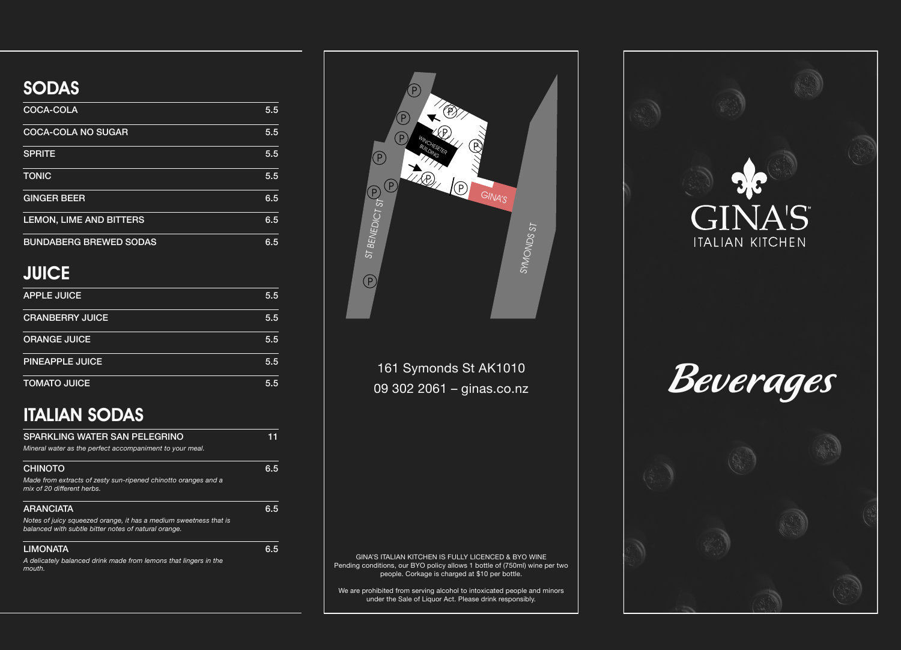## SODAS

| Item | Price |
| --- | --- |
| COCA-COLA | 5.5 |
| COCA-COLA NO SUGAR | 5.5 |
| SPRITE | 5.5 |
| TONIC | 5.5 |
| GINGER BEER | 6.5 |
| LEMON, LIME AND BITTERS | 6.5 |
| BUNDABERG BREWED SODAS | 6.5 |

## JUICE

| Item | Price |
| --- | --- |
| APPLE JUICE | 5.5 |
| CRANBERRY JUICE | 5.5 |
| ORANGE JUICE | 5.5 |
| PINEAPPLE JUICE | 5.5 |
| TOMATO JUICE | 5.5 |

## ITALIAN SODAS

**SPARKLING WATER SAN PELEGRINO** — 11

*Mineral water as the perfect accompaniment to your meal.*

**CHINOTO** — 6.5

*Made from extracts of zesty sun-ripened chinotto oranges and a mix of 20 different herbs.*

**ARANCIATA** — 6.5

*Notes of juicy squeezed orange, it has a medium sweetness that is balanced with subtle bitter notes of natural orange.*

**LIMONATA** — 6.5

*A delicately balanced drink made from lemons that lingers in the mouth.*

ST BENEDICT ST — WINCHESETER BUILDING — GINA'S — SYMONDS ST

161 Symonds St AK1010
09 302 2061 – ginas.co.nz

GINA'S ITALIAN KITCHEN IS FULLY LICENCED & BYO WINE
Pending conditions, our BYO policy allows 1 bottle of (750ml) wine per two people. Corkage is charged at $10 per bottle.

We are prohibited from serving alcohol to intoxicated people and minors under the Sale of Liquor Act. Please drink responsibly.

# GINA'S™
ITALIAN KITCHEN

# *Beverages*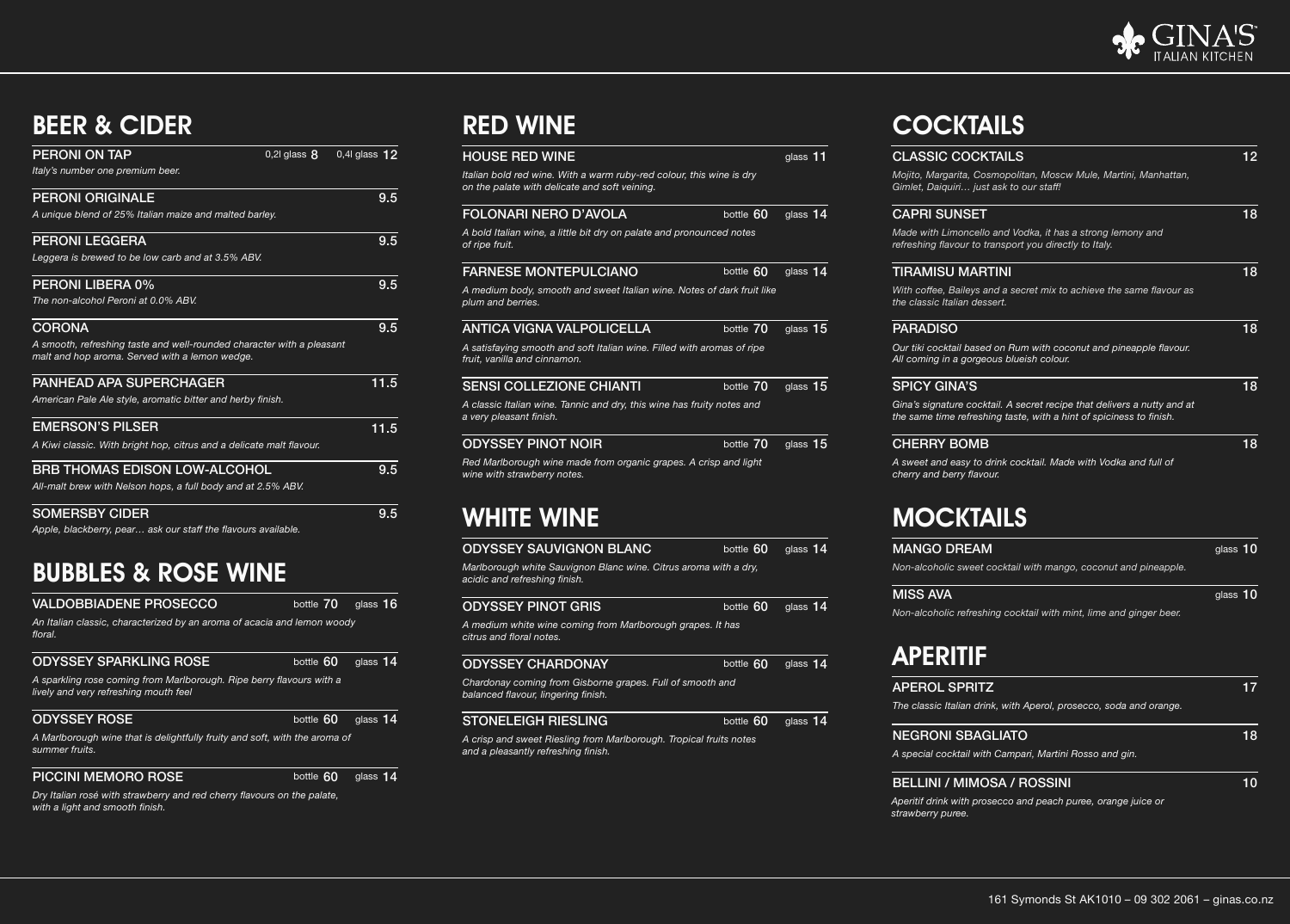GINA'S ITALIAN KITCHEN

## BEER & CIDER

**PERONI ON TAP** — 0,2l glass 8 — 0,4l glass 12
*Italy's number one premium beer.*

**PERONI ORIGINALE** — 9.5
*A unique blend of 25% Italian maize and malted barley.*

**PERONI LEGGERA** — 9.5
*Leggera is brewed to be low carb and at 3.5% ABV.*

**PERONI LIBERA 0%** — 9.5
*The non-alcohol Peroni at 0.0% ABV.*

**CORONA** — 9.5
*A smooth, refreshing taste and well-rounded character with a pleasant malt and hop aroma. Served with a lemon wedge.*

**PANHEAD APA SUPERCHAGER** — 11.5
*American Pale Ale style, aromatic bitter and herby finish.*

**EMERSON'S PILSER** — 11.5
*A Kiwi classic. With bright hop, citrus and a delicate malt flavour.*

**BRB THOMAS EDISON LOW-ALCOHOL** — 9.5
*All-malt brew with Nelson hops, a full body and at 2.5% ABV.*

**SOMERSBY CIDER** — 9.5
*Apple, blackberry, pear… ask our staff the flavours available.*

## BUBBLES & ROSE WINE

**VALDOBBIADENE PROSECCO** — bottle 70 — glass 16
*An Italian classic, characterized by an aroma of acacia and lemon woody floral.*

**ODYSSEY SPARKLING ROSE** — bottle 60 — glass 14
*A sparkling rose coming from Marlborough. Ripe berry flavours with a lively and very refreshing mouth feel*

**ODYSSEY ROSE** — bottle 60 — glass 14
*A Marlborough wine that is delightfully fruity and soft, with the aroma of summer fruits.*

**PICCINI MEMORO ROSE** — bottle 60 — glass 14
*Dry Italian rosé with strawberry and red cherry flavours on the palate, with a light and smooth finish.*

## RED WINE

**HOUSE RED WINE** — glass 11
*Italian bold red wine. With a warm ruby-red colour, this wine is dry on the palate with delicate and soft veining.*

**FOLONARI NERO D'AVOLA** — bottle 60 — glass 14
*A bold Italian wine, a little bit dry on palate and pronounced notes of ripe fruit.*

**FARNESE MONTEPULCIANO** — bottle 60 — glass 14
*A medium body, smooth and sweet Italian wine. Notes of dark fruit like plum and berries.*

**ANTICA VIGNA VALPOLICELLA** — bottle 70 — glass 15
*A satisfaying smooth and soft Italian wine. Filled with aromas of ripe fruit, vanilla and cinnamon.*

**SENSI COLLEZIONE CHIANTI** — bottle 70 — glass 15
*A classic Italian wine. Tannic and dry, this wine has fruity notes and a very pleasant finish.*

**ODYSSEY PINOT NOIR** — bottle 70 — glass 15
*Red Marlborough wine made from organic grapes. A crisp and light wine with strawberry notes.*

## WHITE WINE

**ODYSSEY SAUVIGNON BLANC** — bottle 60 — glass 14
*Marlborough white Sauvignon Blanc wine. Citrus aroma with a dry, acidic and refreshing finish.*

**ODYSSEY PINOT GRIS** — bottle 60 — glass 14
*A medium white wine coming from Marlborough grapes. It has citrus and floral notes.*

**ODYSSEY CHARDONAY** — bottle 60 — glass 14
*Chardonay coming from Gisborne grapes. Full of smooth and balanced flavour, lingering finish.*

**STONELEIGH RIESLING** — bottle 60 — glass 14
*A crisp and sweet Riesling from Marlborough. Tropical fruits notes and a pleasantly refreshing finish.*

## COCKTAILS

**CLASSIC COCKTAILS** — 12
*Mojito, Margarita, Cosmopolitan, Moscw Mule, Martini, Manhattan, Gimlet, Daiquiri… just ask to our staff!*

**CAPRI SUNSET** — 18
*Made with Limoncello and Vodka, it has a strong lemony and refreshing flavour to transport you directly to Italy.*

**TIRAMISU MARTINI** — 18
*With coffee, Baileys and a secret mix to achieve the same flavour as the classic Italian dessert.*

**PARADISO** — 18
*Our tiki cocktail based on Rum with coconut and pineapple flavour. All coming in a gorgeous blueish colour.*

**SPICY GINA'S** — 18
*Gina's signature cocktail. A secret recipe that delivers a nutty and at the same time refreshing taste, with a hint of spiciness to finish.*

**CHERRY BOMB** — 18
*A sweet and easy to drink cocktail. Made with Vodka and full of cherry and berry flavour.*

## MOCKTAILS

**MANGO DREAM** — glass 10
*Non-alcoholic sweet cocktail with mango, coconut and pineapple.*

**MISS AVA** — glass 10
*Non-alcoholic refreshing cocktail with mint, lime and ginger beer.*

## APERITIF

**APEROL SPRITZ** — 17
*The classic Italian drink, with Aperol, prosecco, soda and orange.*

**NEGRONI SBAGLIATO** — 18
*A special cocktail with Campari, Martini Rosso and gin.*

**BELLINI / MIMOSA / ROSSINI** — 10
*Aperitif drink with prosecco and peach puree, orange juice or strawberry puree.*

161 Symonds St AK1010 – 09 302 2061 – ginas.co.nz